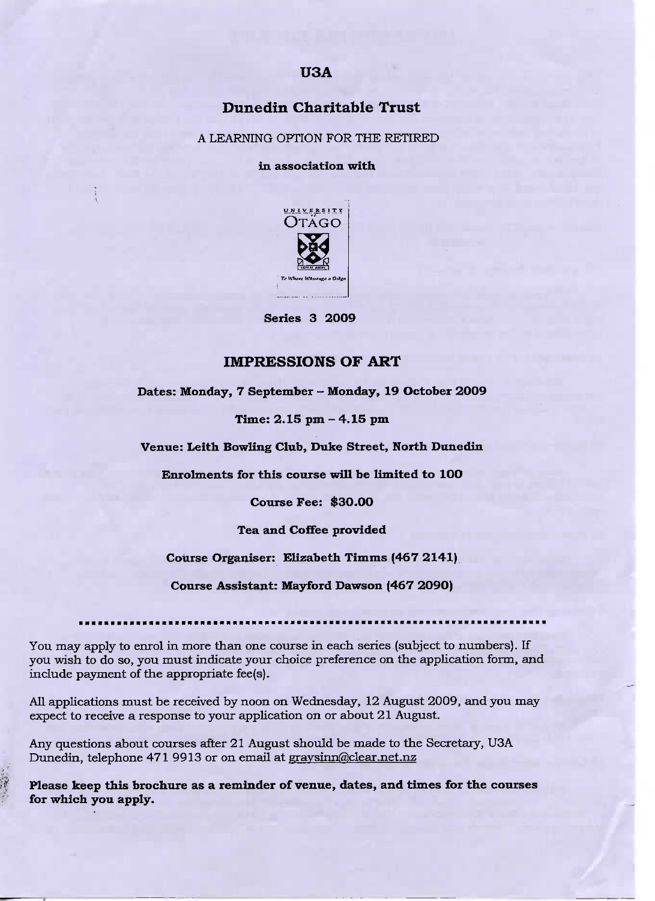# U3A

## Dunedin Charitable Trust

A LEARNING OPTION FOR THE RETIRED

**in association with**

UNIVERSITY OF OTAGO

Te Whare Wānanga o Otāgo

**Series 3 2009**

## IMPRESSIONS OF ART

**Dates: Monday, 7 September – Monday, 19 October 2009**

**Time: 2.15 pm – 4.15 pm**

**Venue: Leith Bowling Club, Duke Street, North Dunedin**

**Enrolments for this course will be limited to 100**

**Course Fee: $30.00**

**Tea and Coffee provided**

**Course Organiser: Elizabeth Timms (467 2141)**

**Course Assistant: Mayford Dawson (467 2090)**

---

You may apply to enrol in more than one course in each series (subject to numbers). If you wish to do so, you must indicate your choice preference on the application form, and include payment of the appropriate fee(s).

All applications must be received by noon on Wednesday, 12 August 2009, and you may expect to receive a response to your application on or about 21 August.

Any questions about courses after 21 August should be made to the Secretary, U3A Dunedin, telephone 471 9913 or on email at graysinn@clear.net.nz

**Please keep this brochure as a reminder of venue, dates, and times for the courses for which you apply.**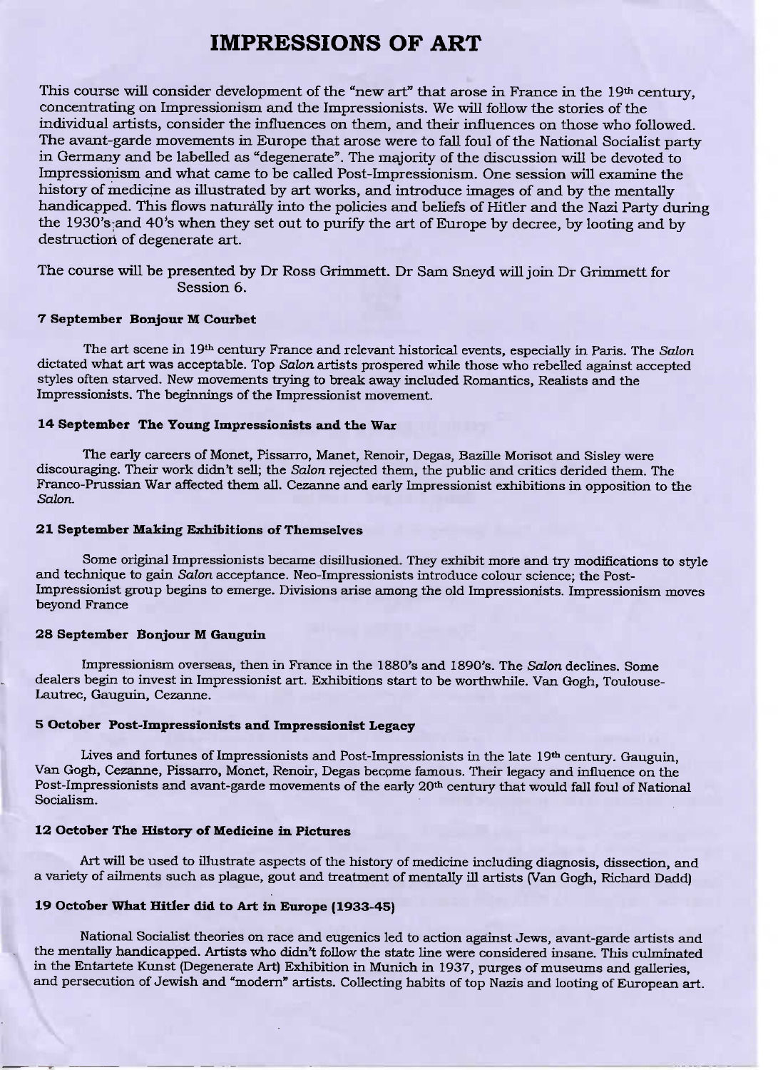# IMPRESSIONS OF ART

This course will consider development of the "new art" that arose in France in the 19th century, concentrating on Impressionism and the Impressionists. We will follow the stories of the individual artists, consider the influences on them, and their influences on those who followed. The avant-garde movements in Europe that arose were to fall foul of the National Socialist party in Germany and be labelled as "degenerate". The majority of the discussion will be devoted to Impressionism and what came to be called Post-Impressionism. One session will examine the history of medicine as illustrated by art works, and introduce images of and by the mentally handicapped. This flows naturally into the policies and beliefs of Hitler and the Nazi Party during the 1930's and 40's when they set out to purify the art of Europe by decree, by looting and by destruction of degenerate art.

The course will be presented by Dr Ross Grimmett. Dr Sam Sneyd will join Dr Grimmett for Session 6.

**7 September Bonjour M Courbet**

The art scene in 19th century France and relevant historical events, especially in Paris. The *Salon* dictated what art was acceptable. Top *Salon* artists prospered while those who rebelled against accepted styles often starved. New movements trying to break away included Romantics, Realists and the Impressionists. The beginnings of the Impressionist movement.

**14 September The Young Impressionists and the War**

The early careers of Monet, Pissarro, Manet, Renoir, Degas, Bazille Morisot and Sisley were discouraging. Their work didn't sell; the *Salon* rejected them, the public and critics derided them. The Franco-Prussian War affected them all. Cezanne and early Impressionist exhibitions in opposition to the *Salon.*

**21 September Making Exhibitions of Themselves**

Some original Impressionists became disillusioned. They exhibit more and try modifications to style and technique to gain *Salon* acceptance. Neo-Impressionists introduce colour science; the Post-Impressionist group begins to emerge. Divisions arise among the old Impressionists. Impressionism moves beyond France

**28 September Bonjour M Gauguin**

Impressionism overseas, then in France in the 1880's and 1890's. The *Salon* declines. Some dealers begin to invest in Impressionist art. Exhibitions start to be worthwhile. Van Gogh, Toulouse-Lautrec, Gauguin, Cezanne.

**5 October Post-Impressionists and Impressionist Legacy**

Lives and fortunes of Impressionists and Post-Impressionists in the late 19th century. Gauguin, Van Gogh, Cezanne, Pissarro, Monet, Renoir, Degas become famous. Their legacy and influence on the Post-Impressionists and avant-garde movements of the early 20th century that would fall foul of National Socialism.

**12 October The History of Medicine in Pictures**

Art will be used to illustrate aspects of the history of medicine including diagnosis, dissection, and a variety of ailments such as plague, gout and treatment of mentally ill artists (Van Gogh, Richard Dadd)

**19 October What Hitler did to Art in Europe (1933-45)**

National Socialist theories on race and eugenics led to action against Jews, avant-garde artists and the mentally handicapped. Artists who didn't follow the state line were considered insane. This culminated in the Entartete Kunst (Degenerate Art) Exhibition in Munich in 1937, purges of museums and galleries, and persecution of Jewish and "modern" artists. Collecting habits of top Nazis and looting of European art.